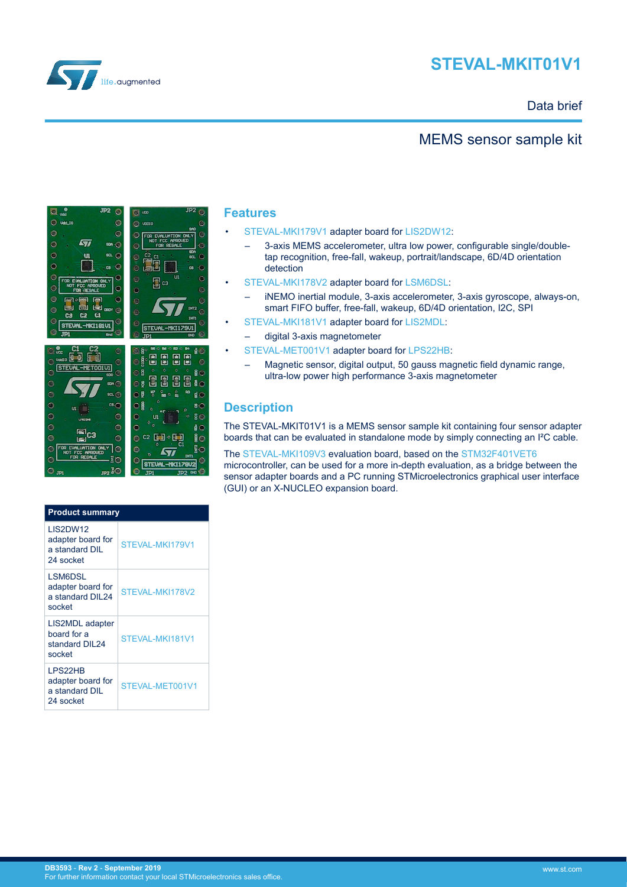# STEVAL-MKIT01V1

Data brief

## MEMS sensor sample kit

## Features

- STEVAL-MKI179V1 adapter board for LIS2DW12:
  - 3-axis MEMS accelerometer, ultra low power, configurable single/double-tap recognition, free-fall, wakeup, portrait/landscape, 6D/4D orientation detection
- STEVAL-MKI178V2 adapter board for LSM6DSL:
  - iNEMO inertial module, 3-axis accelerometer, 3-axis gyroscope, always-on, smart FIFO buffer, free-fall, wakeup, 6D/4D orientation, I2C, SPI
- STEVAL-MKI181V1 adapter board for LIS2MDL:
  - digital 3-axis magnetometer
- STEVAL-MET001V1 adapter board for LPS22HB:
  - Magnetic sensor, digital output, 50 gauss magnetic field dynamic range, ultra-low power high performance 3-axis magnetometer

## Description

The STEVAL-MKIT01V1 is a MEMS sensor sample kit containing four sensor adapter boards that can be evaluated in standalone mode by simply connecting an I²C cable.

The STEVAL-MKI109V3 evaluation board, based on the STM32F401VET6 microcontroller, can be used for a more in-depth evaluation, as a bridge between the sensor adapter boards and a PC running STMicroelectronics graphical user interface (GUI) or an X-NUCLEO expansion board.

| Product summary | |
|---|---|
| LIS2DW12 adapter board for a standard DIL 24 socket | STEVAL-MKI179V1 |
| LSM6DSL adapter board for a standard DIL24 socket | STEVAL-MKI178V2 |
| LIS2MDL adapter board for a standard DIL24 socket | STEVAL-MKI181V1 |
| LPS22HB adapter board for a standard DIL 24 socket | STEVAL-MET001V1 |

DB3593 - Rev 2 - September 2019
For further information contact your local STMicroelectronics sales office.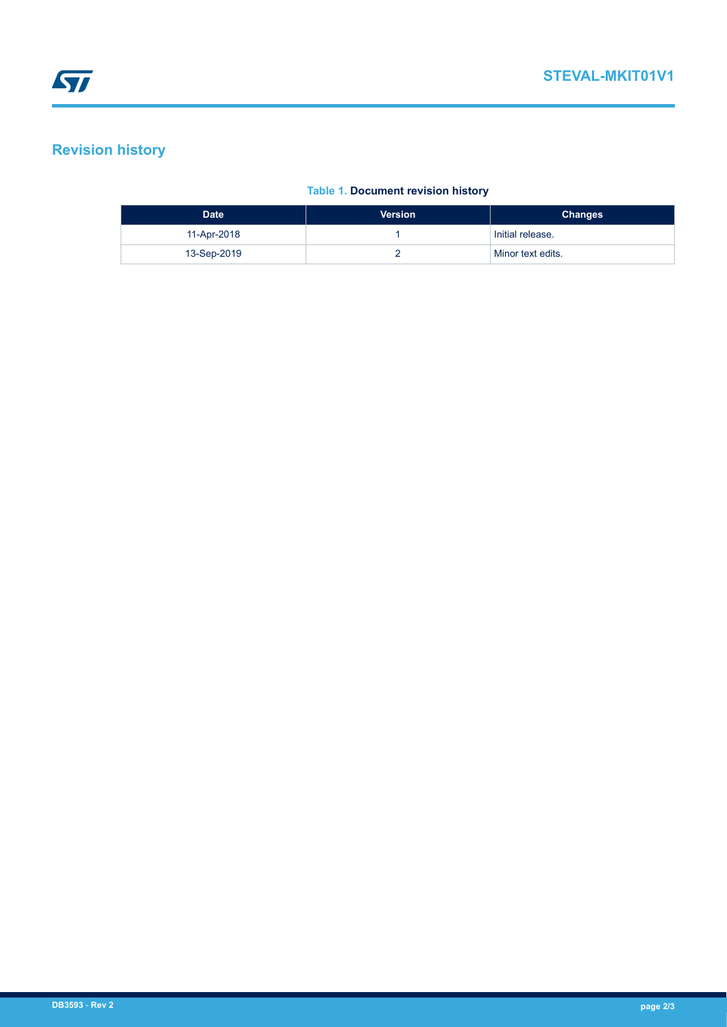## Revision history

**Table 1. Document revision history**

| Date | Version | Changes |
| --- | --- | --- |
| 11-Apr-2018 | 1 | Initial release. |
| 13-Sep-2019 | 2 | Minor text edits. |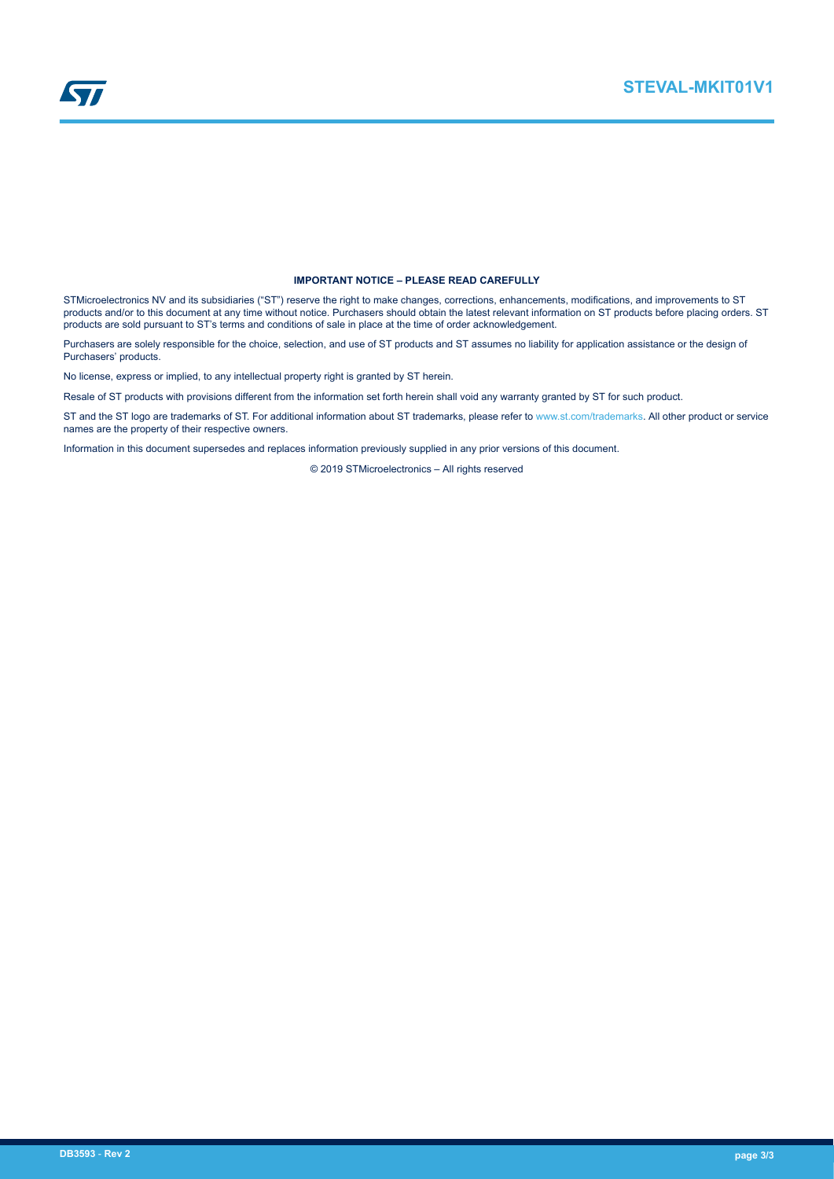**IMPORTANT NOTICE – PLEASE READ CAREFULLY**

STMicroelectronics NV and its subsidiaries ("ST") reserve the right to make changes, corrections, enhancements, modifications, and improvements to ST products and/or to this document at any time without notice. Purchasers should obtain the latest relevant information on ST products before placing orders. ST products are sold pursuant to ST's terms and conditions of sale in place at the time of order acknowledgement.

Purchasers are solely responsible for the choice, selection, and use of ST products and ST assumes no liability for application assistance or the design of Purchasers' products.

No license, express or implied, to any intellectual property right is granted by ST herein.

Resale of ST products with provisions different from the information set forth herein shall void any warranty granted by ST for such product.

ST and the ST logo are trademarks of ST. For additional information about ST trademarks, please refer to www.st.com/trademarks. All other product or service names are the property of their respective owners.

Information in this document supersedes and replaces information previously supplied in any prior versions of this document.

© 2019 STMicroelectronics – All rights reserved